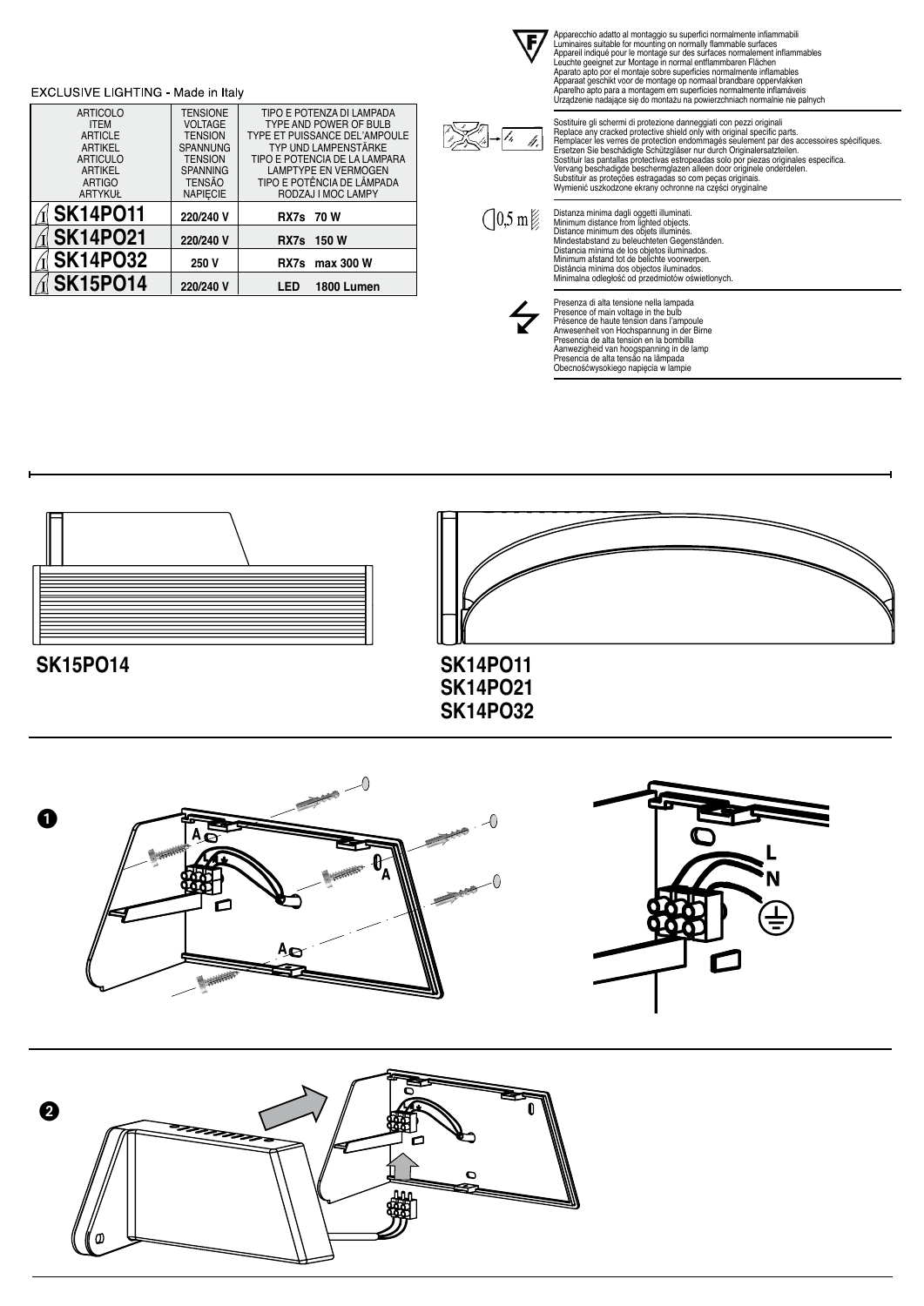EXCLUSIVE LIGHTING - Made in Italy

| ARTICOLO<br>ITEM<br>ARTICLE<br>ARTIKEL<br>ARTICULO<br>ARTIKEL<br>ARTIGO<br>ARTYKUŁ | TENSIONE<br>VOLTAGE<br>TENSION<br>SPANNUNG<br>TENSION<br>SPANNING<br>TENSÃO<br>NAPIĘCIE | TIPO E POTENZA DI LAMPADA<br>TYPE AND POWER OF BULB<br>TYPE ET PUISSANCE DEL'AMPOULE<br>TYP UND LAMPENSTÄRKE<br>TIPO E POTENCIA DE LA LAMPARA<br>LAMPTYPE EN VERMOGEN<br>TIPO E POTÊNCIA DE LÂMPADA<br>RODZAJ I MOC LAMPY |
|---|---|---|
| **SK14PO11** | 220/240 V | RX7s 70 W |
| **SK14PO21** | 220/240 V | RX7s 150 W |
| **SK14PO32** | 250 V | RX7s max 300 W |
| **SK15PO14** | 220/240 V | LED 1800 Lumen |

Apparecchio adatto al montaggio su superfici normalmente infiammabili
Luminaires suitable for mounting on normally flammable surfaces
Appareil indiqué pour le montage sur des surfaces normalement inflammables
Leuchte geeignet zur Montage in normal entflammbaren Flächen
Aparato apto por el montaje sobre superficies normalmente inflamables
Apparaat geschikt voor de montage op normaal brandbare oppervlakken
Aparelho apto para a montagem em superfícies normalmente inflamáveis
Urządzenie nadające się do montażu na powierzchniach normalnie nie palnych

Sostituire gli schermi di protezione danneggiati con pezzi originali
Replace any cracked protective shield only with original specific parts.
Remplacer les verres de protection endommagés seulement par des accessoires spécifiques.
Ersetzen Sie beschädigte Schützgläser nur durch Originalersatzteilen.
Sostituir las pantallas protectivas estropeadas solo por piezas originales especifica.
Vervang beschadigde beschermglazen alleen door originele onderdelen.
Substituir as proteções estragadas so com peças originais.
Wymienić uszkodzone ekrany ochronne na części oryginalne

0,5 m

Distanza minima dagli oggetti illuminati.
Minimum distance from lighted objects.
Distance minimum des objets illuminés.
Mindestabstand zu beleuchteten Gegenständen.
Distancia mínima de los objetos iluminados.
Minimum afstand tot de belichte voorwerpen.
Distância mínima dos objectos iluminados.
Minimalna odległość od przedmiotów oświetlonych.

Presenza di alta tensione nella lampada
Presence of main voltage in the bulb
Présence de haute tension dans l'ampoule
Anwesenheit von Hochspannung in der Birne
Presencia de alta tension en la bombilla
Aanwezigheid van hoogspanning in de lamp
Presencia de alta tensão na lâmpada
Obecnośćwysokiego napięcia w lampie

**SK15PO14**

**SK14PO11**
**SK14PO21**
**SK14PO32**

**1**

A A A

L
N

**2**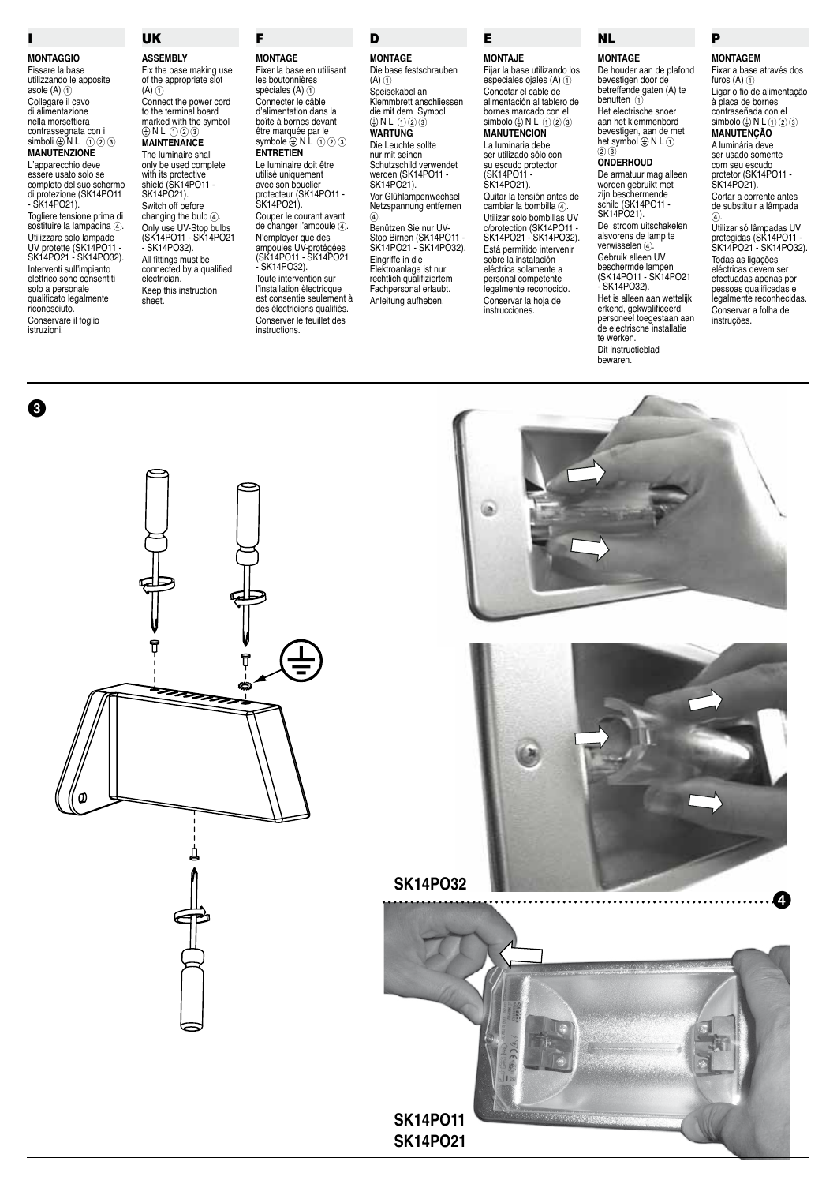## I

**MONTAGGIO**

Fissare la base utilizzando le apposite asole (A) ①

Collegare il cavo di alimentazione nella morsettiera contrassegnata con i simboli ⏚ N L ① ② ③

**MANUTENZIONE**

L'apparecchio deve essere usato solo se completo del suo schermo di protezione (SK14PO11 - SK14PO21).

Togliere tensione prima di sostituire la lampadina ④.

Utilizzare solo lampade UV protette (SK14PO11 - SK14PO21 - SK14PO32).

Interventi sull'impianto elettrico sono consentiti solo a personale qualificato legalmente riconosciuto.

Conservare il foglio istruzioni.

## UK

**ASSEMBLY**

Fix the base making use of the appropriate slot (A) ①

Connect the power cord to the terminal board marked with the symbol ⏚ N L ① ② ③

**MAINTENANCE**

The luminaire shall only be used complete with its protective shield (SK14PO11 - SK14PO21).

Switch off before changing the bulb ④.

Only use UV-Stop bulbs (SK14PO11 - SK14PO21 - SK14PO32).

All fittings must be connected by a qualified electrician.

Keep this instruction sheet.

## F

**MONTAGE**

Fixer la base en utilisant les boutonnières spéciales (A) ①

Connecter le câble d'alimentation dans la boîte à bornes devant être marquée par le symbole ⏚ N L ① ② ③

**ENTRETIEN**

Le luminaire doit être utilisé uniquement avec son bouclier protecteur (SK14PO11 - SK14PO21).

Couper le courant avant de changer l'ampoule ④.

N'employer que des ampoules UV-protégées (SK14PO11 - SK14PO21 - SK14PO32).

Toute intervention sur l'installation électricque est consentie seulement à des électriciens qualifiés.

Conserver le feuillet des instructions.

## D

**MONTAGE**

Die base festschrauben (A) ①

Speisekabel an Klemmbrett anschliessen die mit dem Symbol ⏚ N L ① ② ③

**WARTUNG**

Die Leuchte sollte nur mit seinen Schutzschild verwendet werden (SK14PO11 - SK14PO21).

Vor Glühlampenwechsel Netzspannung entfernen ④.

Benützen Sie nur UV-Stop Birnen (SK14PO11 - SK14PO21 - SK14PO32).

Eingriffe in die Elektroanlage ist nur rechtlich qualifiziertem Fachpersonal erlaubt.

Anleitung aufheben.

## E

**MONTAJE**

Fijar la base utilizando los especiales ojales (A) ①

Conectar el cable de alimentación al tablero de bornes marcado con el símbolo ⏚ N L ① ② ③

**MANUTENCION**

La luminaria debe ser utilizado sólo con su escudo protector (SK14PO11 - SK14PO21).

Quitar la tensión antes de cambiar la bombilla ④.

Utilizar solo bombillas UV c/protection (SK14PO11 - SK14PO21 - SK14PO32).

Está permitido intervenir sobre la instalación eléctrica solamente a personal competente legalmente reconocido.

Conservar la hoja de instrucciones.

## NL

**MONTAGE**

De houder aan de plafond bevestigen door de betreffende gaten (A) te benutten ①

Het electrische snoer aan het klemmenbord bevestigen, aan de met het symbol ⏚ N L ① ② ③

**ONDERHOUD**

De armatuur mag alleen worden gebruikt met zijn beschermende schild (SK14PO11 - SK14PO21).

De stroom uitschakelen alsvorens de lamp te verwisselen ④.

Gebruik alleen UV beschermde lampen (SK14PO11 - SK14PO21 - SK14PO32).

Het is alleen aan wettelijk erkend, gekwalificeerd personeel toegestaan aan de electrische installatie te werken.

Dit instructieblad bewaren.

## P

**MONTAGEM**

Fixar a base através dos furos (A) ①

Ligar o fio de alimentação à placa de bornes contraseñada con el simbolo ⏚ N L ① ② ③

**MANUTENÇÃO**

A luminária deve ser usado somente com seu escudo protetor (SK14PO11 - SK14PO21).

Cortar a corrente antes de substituir a lâmpada ④.

Utilizar só lâmpadas UV protegidas (SK14PO11 - SK14PO21 - SK14PO32).

Todas as ligações eléctricas devem ser efectuadas apenas por pessoas qualificadas e legalmente reconhecidas.

Conservar a folha de instruções.

3

SK14PO32

4

SK14PO11
SK14PO21